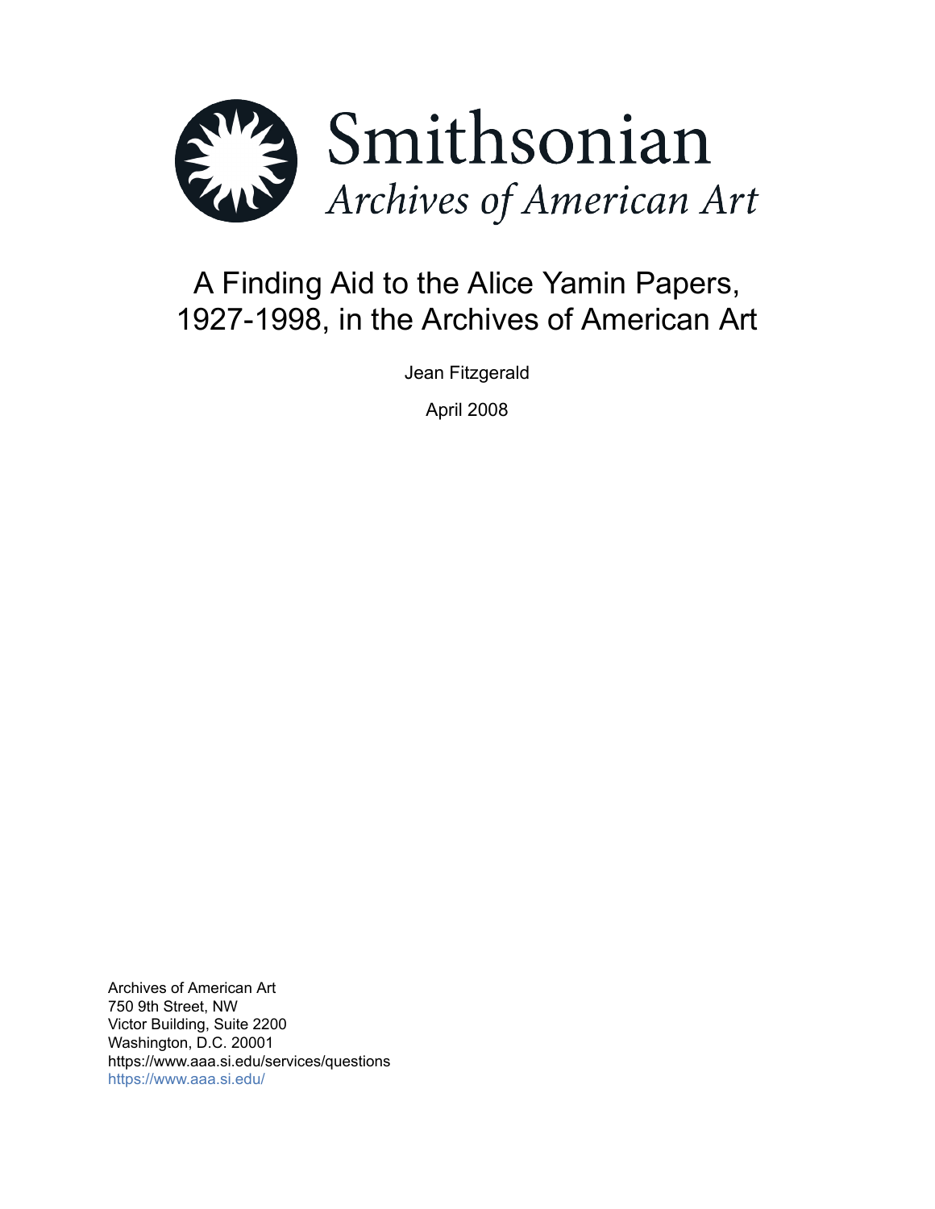Smithsonian

*Archives of American Art*

# A Finding Aid to the Alice Yamin Papers, 1927-1998, in the Archives of American Art

Jean Fitzgerald

April 2008

Archives of American Art
750 9th Street, NW
Victor Building, Suite 2200
Washington, D.C. 20001
https://www.aaa.si.edu/services/questions
https://www.aaa.si.edu/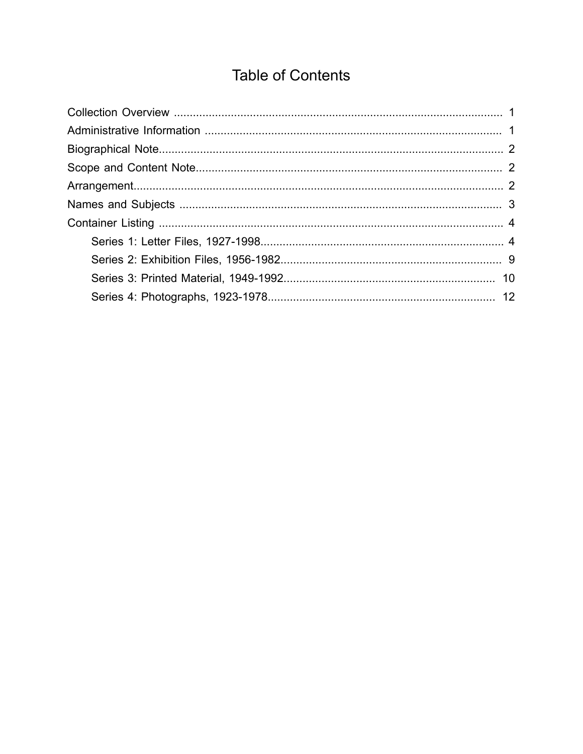# Table of Contents

- Collection Overview ........................................ 1
- Administrative Information ........................................ 1
- Biographical Note........................................ 2
- Scope and Content Note........................................ 2
- Arrangement........................................ 2
- Names and Subjects ........................................ 3
- Container Listing ........................................ 4
    - Series 1: Letter Files, 1927-1998........................................ 4
    - Series 2: Exhibition Files, 1956-1982........................................ 9
    - Series 3: Printed Material, 1949-1992........................................ 10
    - Series 4: Photographs, 1923-1978........................................ 12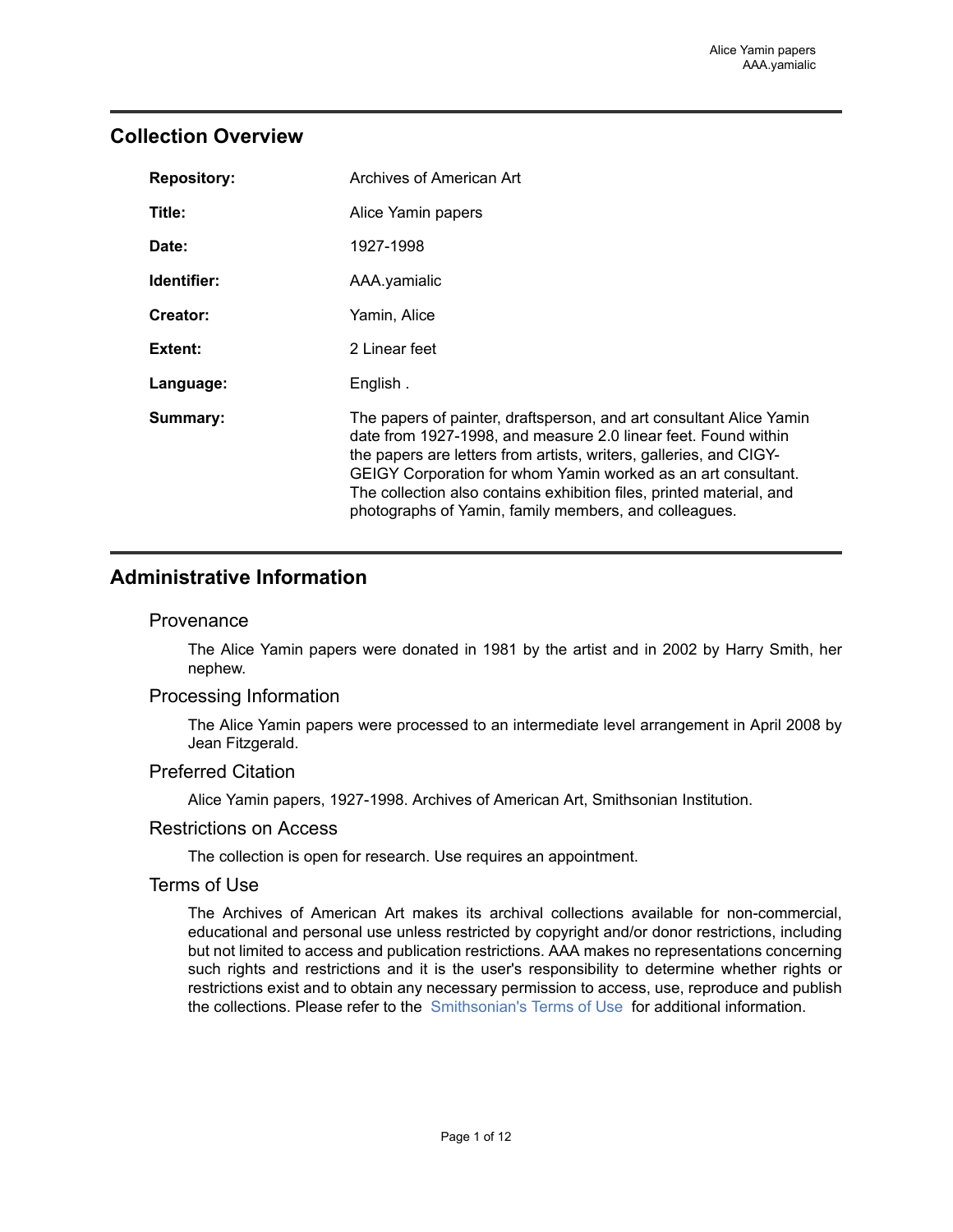## Collection Overview

| | |
|---|---|
| **Repository:** | Archives of American Art |
| **Title:** | Alice Yamin papers |
| **Date:** | 1927-1998 |
| **Identifier:** | AAA.yamialic |
| **Creator:** | Yamin, Alice |
| **Extent:** | 2 Linear feet |
| **Language:** | English . |
| **Summary:** | The papers of painter, draftsperson, and art consultant Alice Yamin date from 1927-1998, and measure 2.0 linear feet. Found within the papers are letters from artists, writers, galleries, and CIGY-GEIGY Corporation for whom Yamin worked as an art consultant. The collection also contains exhibition files, printed material, and photographs of Yamin, family members, and colleagues. |

## Administrative Information

### Provenance

The Alice Yamin papers were donated in 1981 by the artist and in 2002 by Harry Smith, her nephew.

### Processing Information

The Alice Yamin papers were processed to an intermediate level arrangement in April 2008 by Jean Fitzgerald.

### Preferred Citation

Alice Yamin papers, 1927-1998. Archives of American Art, Smithsonian Institution.

### Restrictions on Access

The collection is open for research. Use requires an appointment.

### Terms of Use

The Archives of American Art makes its archival collections available for non-commercial, educational and personal use unless restricted by copyright and/or donor restrictions, including but not limited to access and publication restrictions. AAA makes no representations concerning such rights and restrictions and it is the user's responsibility to determine whether rights or restrictions exist and to obtain any necessary permission to access, use, reproduce and publish the collections. Please refer to the Smithsonian's Terms of Use for additional information.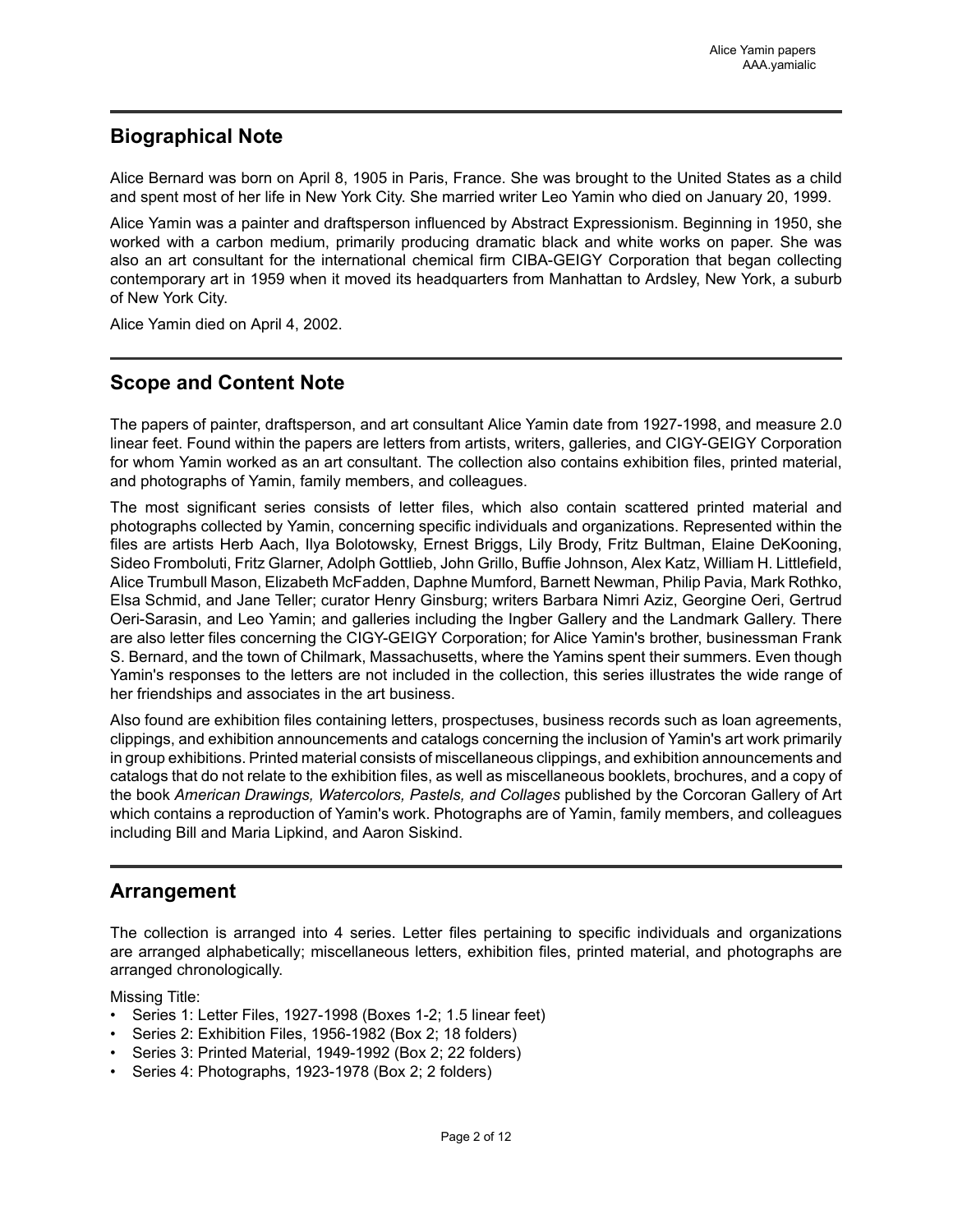## Biographical Note

Alice Bernard was born on April 8, 1905 in Paris, France. She was brought to the United States as a child and spent most of her life in New York City. She married writer Leo Yamin who died on January 20, 1999.

Alice Yamin was a painter and draftsperson influenced by Abstract Expressionism. Beginning in 1950, she worked with a carbon medium, primarily producing dramatic black and white works on paper. She was also an art consultant for the international chemical firm CIBA-GEIGY Corporation that began collecting contemporary art in 1959 when it moved its headquarters from Manhattan to Ardsley, New York, a suburb of New York City.

Alice Yamin died on April 4, 2002.

## Scope and Content Note

The papers of painter, draftsperson, and art consultant Alice Yamin date from 1927-1998, and measure 2.0 linear feet. Found within the papers are letters from artists, writers, galleries, and CIGY-GEIGY Corporation for whom Yamin worked as an art consultant. The collection also contains exhibition files, printed material, and photographs of Yamin, family members, and colleagues.

The most significant series consists of letter files, which also contain scattered printed material and photographs collected by Yamin, concerning specific individuals and organizations. Represented within the files are artists Herb Aach, Ilya Bolotowsky, Ernest Briggs, Lily Brody, Fritz Bultman, Elaine DeKooning, Sideo Fromboluti, Fritz Glarner, Adolph Gottlieb, John Grillo, Buffie Johnson, Alex Katz, William H. Littlefield, Alice Trumbull Mason, Elizabeth McFadden, Daphne Mumford, Barnett Newman, Philip Pavia, Mark Rothko, Elsa Schmid, and Jane Teller; curator Henry Ginsburg; writers Barbara Nimri Aziz, Georgine Oeri, Gertrud Oeri-Sarasin, and Leo Yamin; and galleries including the Ingber Gallery and the Landmark Gallery. There are also letter files concerning the CIGY-GEIGY Corporation; for Alice Yamin's brother, businessman Frank S. Bernard, and the town of Chilmark, Massachusetts, where the Yamins spent their summers. Even though Yamin's responses to the letters are not included in the collection, this series illustrates the wide range of her friendships and associates in the art business.

Also found are exhibition files containing letters, prospectuses, business records such as loan agreements, clippings, and exhibition announcements and catalogs concerning the inclusion of Yamin's art work primarily in group exhibitions. Printed material consists of miscellaneous clippings, and exhibition announcements and catalogs that do not relate to the exhibition files, as well as miscellaneous booklets, brochures, and a copy of the book *American Drawings, Watercolors, Pastels, and Collages* published by the Corcoran Gallery of Art which contains a reproduction of Yamin's work. Photographs are of Yamin, family members, and colleagues including Bill and Maria Lipkind, and Aaron Siskind.

## Arrangement

The collection is arranged into 4 series. Letter files pertaining to specific individuals and organizations are arranged alphabetically; miscellaneous letters, exhibition files, printed material, and photographs are arranged chronologically.

Missing Title:

- Series 1: Letter Files, 1927-1998 (Boxes 1-2; 1.5 linear feet)
- Series 2: Exhibition Files, 1956-1982 (Box 2; 18 folders)
- Series 3: Printed Material, 1949-1992 (Box 2; 22 folders)
- Series 4: Photographs, 1923-1978 (Box 2; 2 folders)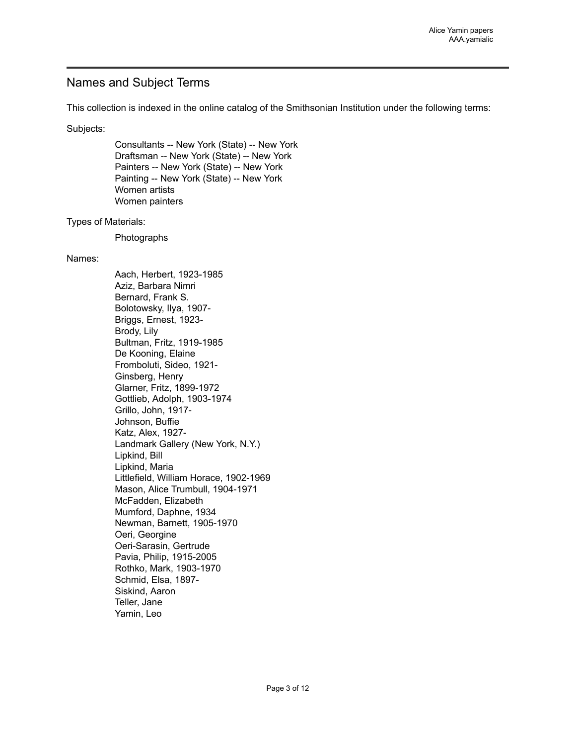## Names and Subject Terms

This collection is indexed in the online catalog of the Smithsonian Institution under the following terms:

Subjects:

- Consultants -- New York (State) -- New York
- Draftsman -- New York (State) -- New York
- Painters -- New York (State) -- New York
- Painting -- New York (State) -- New York
- Women artists
- Women painters

Types of Materials:

- Photographs

Names:

- Aach, Herbert, 1923-1985
- Aziz, Barbara Nimri
- Bernard, Frank S.
- Bolotowsky, Ilya, 1907-
- Briggs, Ernest, 1923-
- Brody, Lily
- Bultman, Fritz, 1919-1985
- De Kooning, Elaine
- Fromboluti, Sideo, 1921-
- Ginsberg, Henry
- Glarner, Fritz, 1899-1972
- Gottlieb, Adolph, 1903-1974
- Grillo, John, 1917-
- Johnson, Buffie
- Katz, Alex, 1927-
- Landmark Gallery (New York, N.Y.)
- Lipkind, Bill
- Lipkind, Maria
- Littlefield, William Horace, 1902-1969
- Mason, Alice Trumbull, 1904-1971
- McFadden, Elizabeth
- Mumford, Daphne, 1934
- Newman, Barnett, 1905-1970
- Oeri, Georgine
- Oeri-Sarasin, Gertrude
- Pavia, Philip, 1915-2005
- Rothko, Mark, 1903-1970
- Schmid, Elsa, 1897-
- Siskind, Aaron
- Teller, Jane
- Yamin, Leo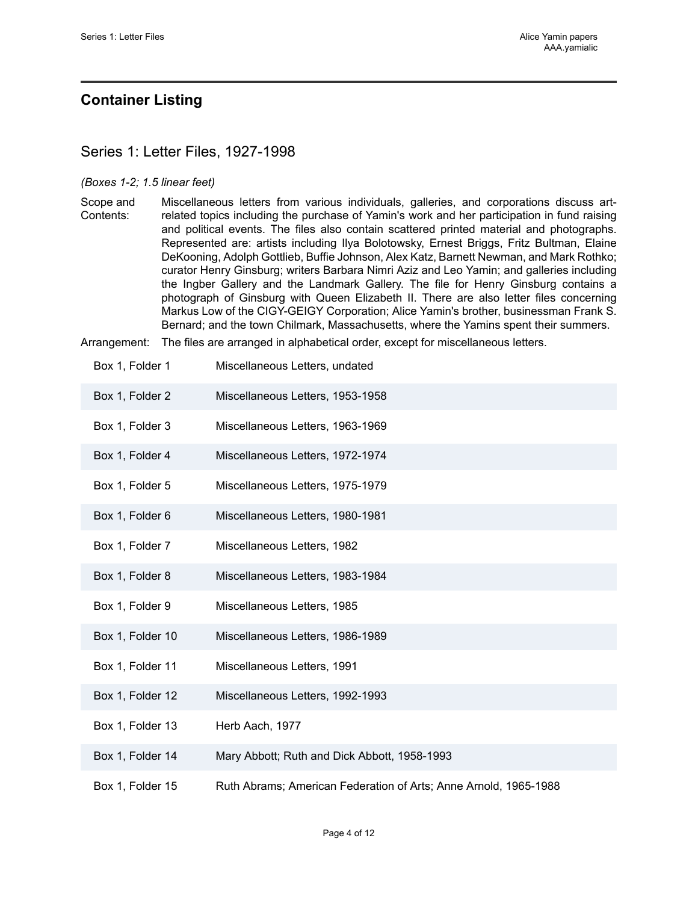## Container Listing

### Series 1: Letter Files, 1927-1998

*(Boxes 1-2; 1.5 linear feet)*

Scope and Contents: Miscellaneous letters from various individuals, galleries, and corporations discuss art-related topics including the purchase of Yamin's work and her participation in fund raising and political events. The files also contain scattered printed material and photographs. Represented are: artists including Ilya Bolotowsky, Ernest Briggs, Fritz Bultman, Elaine DeKooning, Adolph Gottlieb, Buffie Johnson, Alex Katz, Barnett Newman, and Mark Rothko; curator Henry Ginsburg; writers Barbara Nimri Aziz and Leo Yamin; and galleries including the Ingber Gallery and the Landmark Gallery. The file for Henry Ginsburg contains a photograph of Ginsburg with Queen Elizabeth II. There are also letter files concerning Markus Low of the CIGY-GEIGY Corporation; Alice Yamin's brother, businessman Frank S. Bernard; and the town Chilmark, Massachusetts, where the Yamins spent their summers.

Arrangement: The files are arranged in alphabetical order, except for miscellaneous letters.

| | |
|---|---|
| Box 1, Folder 1 | Miscellaneous Letters, undated |
| Box 1, Folder 2 | Miscellaneous Letters, 1953-1958 |
| Box 1, Folder 3 | Miscellaneous Letters, 1963-1969 |
| Box 1, Folder 4 | Miscellaneous Letters, 1972-1974 |
| Box 1, Folder 5 | Miscellaneous Letters, 1975-1979 |
| Box 1, Folder 6 | Miscellaneous Letters, 1980-1981 |
| Box 1, Folder 7 | Miscellaneous Letters, 1982 |
| Box 1, Folder 8 | Miscellaneous Letters, 1983-1984 |
| Box 1, Folder 9 | Miscellaneous Letters, 1985 |
| Box 1, Folder 10 | Miscellaneous Letters, 1986-1989 |
| Box 1, Folder 11 | Miscellaneous Letters, 1991 |
| Box 1, Folder 12 | Miscellaneous Letters, 1992-1993 |
| Box 1, Folder 13 | Herb Aach, 1977 |
| Box 1, Folder 14 | Mary Abbott; Ruth and Dick Abbott, 1958-1993 |
| Box 1, Folder 15 | Ruth Abrams; American Federation of Arts; Anne Arnold, 1965-1988 |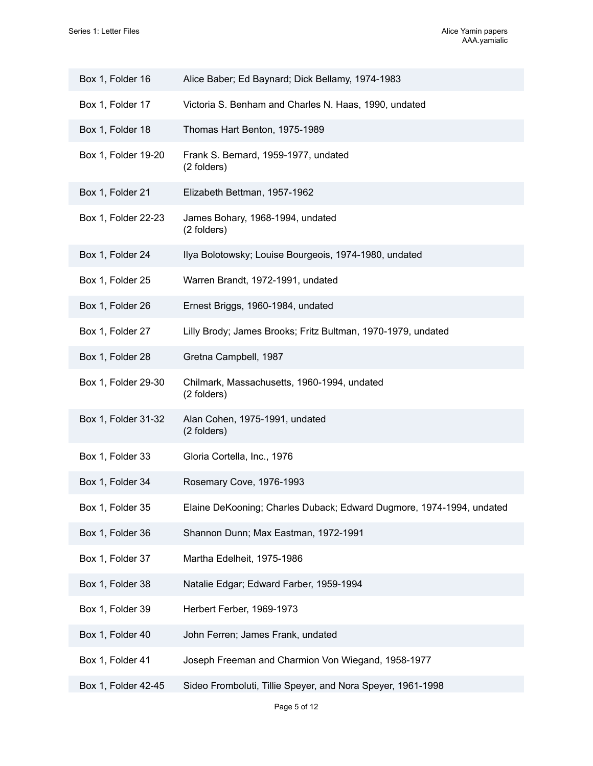| | |
|---|---|
| Box 1, Folder 16 | Alice Baber; Ed Baynard; Dick Bellamy, 1974-1983 |
| Box 1, Folder 17 | Victoria S. Benham and Charles N. Haas, 1990, undated |
| Box 1, Folder 18 | Thomas Hart Benton, 1975-1989 |
| Box 1, Folder 19-20 | Frank S. Bernard, 1959-1977, undated<br>(2 folders) |
| Box 1, Folder 21 | Elizabeth Bettman, 1957-1962 |
| Box 1, Folder 22-23 | James Bohary, 1968-1994, undated<br>(2 folders) |
| Box 1, Folder 24 | Ilya Bolotowsky; Louise Bourgeois, 1974-1980, undated |
| Box 1, Folder 25 | Warren Brandt, 1972-1991, undated |
| Box 1, Folder 26 | Ernest Briggs, 1960-1984, undated |
| Box 1, Folder 27 | Lilly Brody; James Brooks; Fritz Bultman, 1970-1979, undated |
| Box 1, Folder 28 | Gretna Campbell, 1987 |
| Box 1, Folder 29-30 | Chilmark, Massachusetts, 1960-1994, undated<br>(2 folders) |
| Box 1, Folder 31-32 | Alan Cohen, 1975-1991, undated<br>(2 folders) |
| Box 1, Folder 33 | Gloria Cortella, Inc., 1976 |
| Box 1, Folder 34 | Rosemary Cove, 1976-1993 |
| Box 1, Folder 35 | Elaine DeKooning; Charles Duback; Edward Dugmore, 1974-1994, undated |
| Box 1, Folder 36 | Shannon Dunn; Max Eastman, 1972-1991 |
| Box 1, Folder 37 | Martha Edelheit, 1975-1986 |
| Box 1, Folder 38 | Natalie Edgar; Edward Farber, 1959-1994 |
| Box 1, Folder 39 | Herbert Ferber, 1969-1973 |
| Box 1, Folder 40 | John Ferren; James Frank, undated |
| Box 1, Folder 41 | Joseph Freeman and Charmion Von Wiegand, 1958-1977 |
| Box 1, Folder 42-45 | Sideo Fromboluti, Tillie Speyer, and Nora Speyer, 1961-1998 |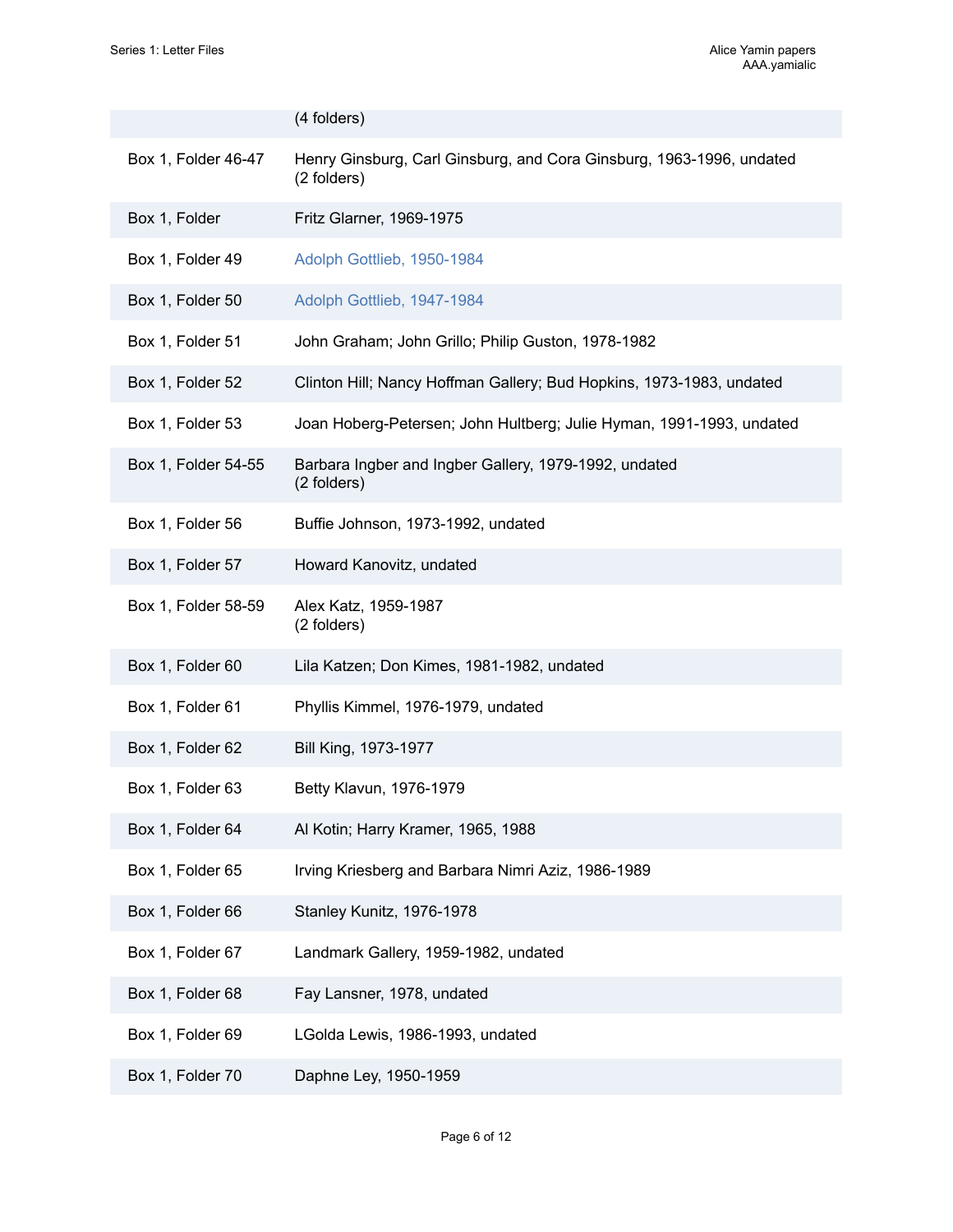| | |
|---|---|
| | (4 folders) |
| Box 1, Folder 46-47 | Henry Ginsburg, Carl Ginsburg, and Cora Ginsburg, 1963-1996, undated (2 folders) |
| Box 1, Folder | Fritz Glarner, 1969-1975 |
| Box 1, Folder 49 | Adolph Gottlieb, 1950-1984 |
| Box 1, Folder 50 | Adolph Gottlieb, 1947-1984 |
| Box 1, Folder 51 | John Graham; John Grillo; Philip Guston, 1978-1982 |
| Box 1, Folder 52 | Clinton Hill; Nancy Hoffman Gallery; Bud Hopkins, 1973-1983, undated |
| Box 1, Folder 53 | Joan Hoberg-Petersen; John Hultberg; Julie Hyman, 1991-1993, undated |
| Box 1, Folder 54-55 | Barbara Ingber and Ingber Gallery, 1979-1992, undated (2 folders) |
| Box 1, Folder 56 | Buffie Johnson, 1973-1992, undated |
| Box 1, Folder 57 | Howard Kanovitz, undated |
| Box 1, Folder 58-59 | Alex Katz, 1959-1987 (2 folders) |
| Box 1, Folder 60 | Lila Katzen; Don Kimes, 1981-1982, undated |
| Box 1, Folder 61 | Phyllis Kimmel, 1976-1979, undated |
| Box 1, Folder 62 | Bill King, 1973-1977 |
| Box 1, Folder 63 | Betty Klavun, 1976-1979 |
| Box 1, Folder 64 | Al Kotin; Harry Kramer, 1965, 1988 |
| Box 1, Folder 65 | Irving Kriesberg and Barbara Nimri Aziz, 1986-1989 |
| Box 1, Folder 66 | Stanley Kunitz, 1976-1978 |
| Box 1, Folder 67 | Landmark Gallery, 1959-1982, undated |
| Box 1, Folder 68 | Fay Lansner, 1978, undated |
| Box 1, Folder 69 | LGolda Lewis, 1986-1993, undated |
| Box 1, Folder 70 | Daphne Ley, 1950-1959 |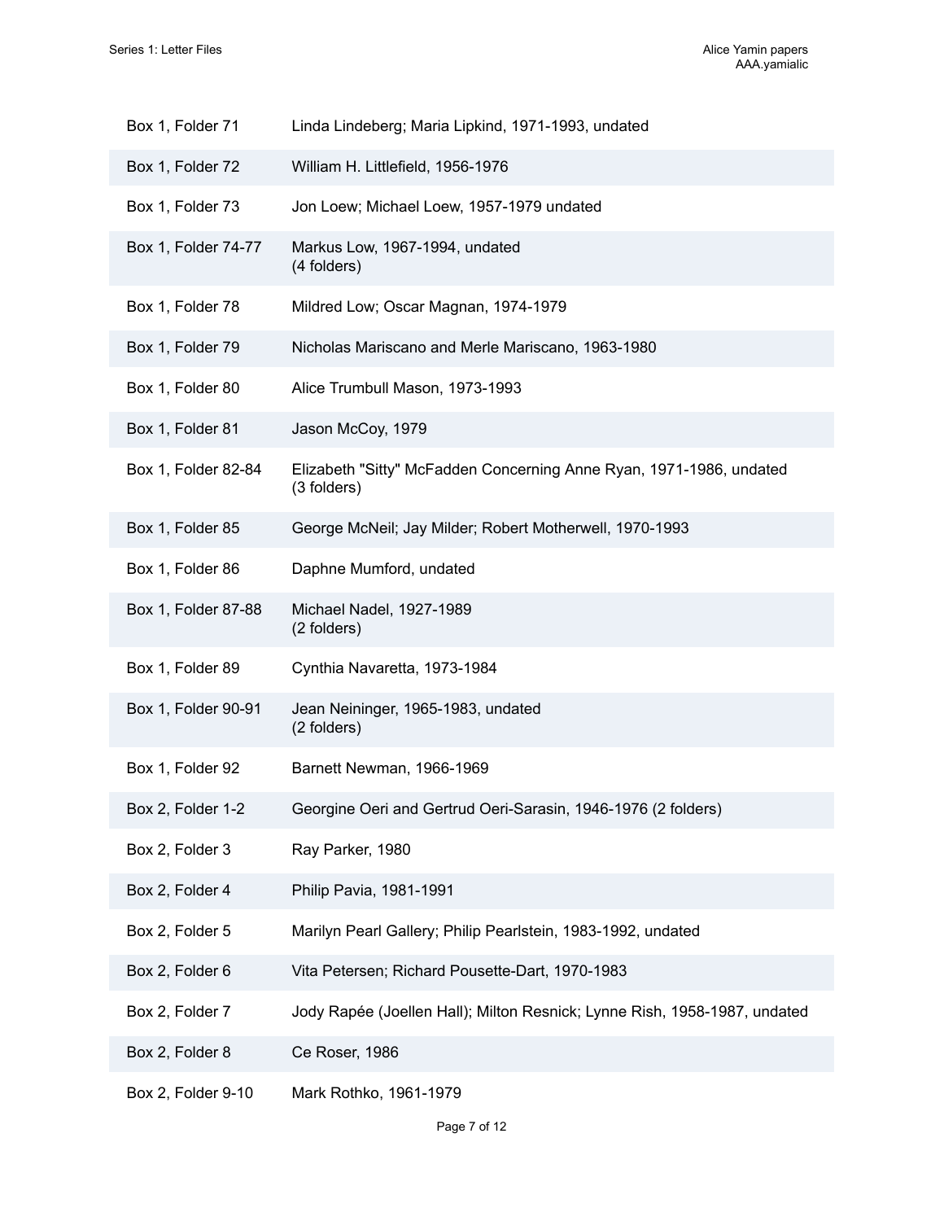| | |
|---|---|
| Box 1, Folder 71 | Linda Lindeberg; Maria Lipkind, 1971-1993, undated |
| Box 1, Folder 72 | William H. Littlefield, 1956-1976 |
| Box 1, Folder 73 | Jon Loew; Michael Loew, 1957-1979 undated |
| Box 1, Folder 74-77 | Markus Low, 1967-1994, undated<br>(4 folders) |
| Box 1, Folder 78 | Mildred Low; Oscar Magnan, 1974-1979 |
| Box 1, Folder 79 | Nicholas Mariscano and Merle Mariscano, 1963-1980 |
| Box 1, Folder 80 | Alice Trumbull Mason, 1973-1993 |
| Box 1, Folder 81 | Jason McCoy, 1979 |
| Box 1, Folder 82-84 | Elizabeth "Sitty" McFadden Concerning Anne Ryan, 1971-1986, undated<br>(3 folders) |
| Box 1, Folder 85 | George McNeil; Jay Milder; Robert Motherwell, 1970-1993 |
| Box 1, Folder 86 | Daphne Mumford, undated |
| Box 1, Folder 87-88 | Michael Nadel, 1927-1989<br>(2 folders) |
| Box 1, Folder 89 | Cynthia Navaretta, 1973-1984 |
| Box 1, Folder 90-91 | Jean Neininger, 1965-1983, undated<br>(2 folders) |
| Box 1, Folder 92 | Barnett Newman, 1966-1969 |
| Box 2, Folder 1-2 | Georgine Oeri and Gertrud Oeri-Sarasin, 1946-1976 (2 folders) |
| Box 2, Folder 3 | Ray Parker, 1980 |
| Box 2, Folder 4 | Philip Pavia, 1981-1991 |
| Box 2, Folder 5 | Marilyn Pearl Gallery; Philip Pearlstein, 1983-1992, undated |
| Box 2, Folder 6 | Vita Petersen; Richard Pousette-Dart, 1970-1983 |
| Box 2, Folder 7 | Jody Rapée (Joellen Hall); Milton Resnick; Lynne Rish, 1958-1987, undated |
| Box 2, Folder 8 | Ce Roser, 1986 |
| Box 2, Folder 9-10 | Mark Rothko, 1961-1979 |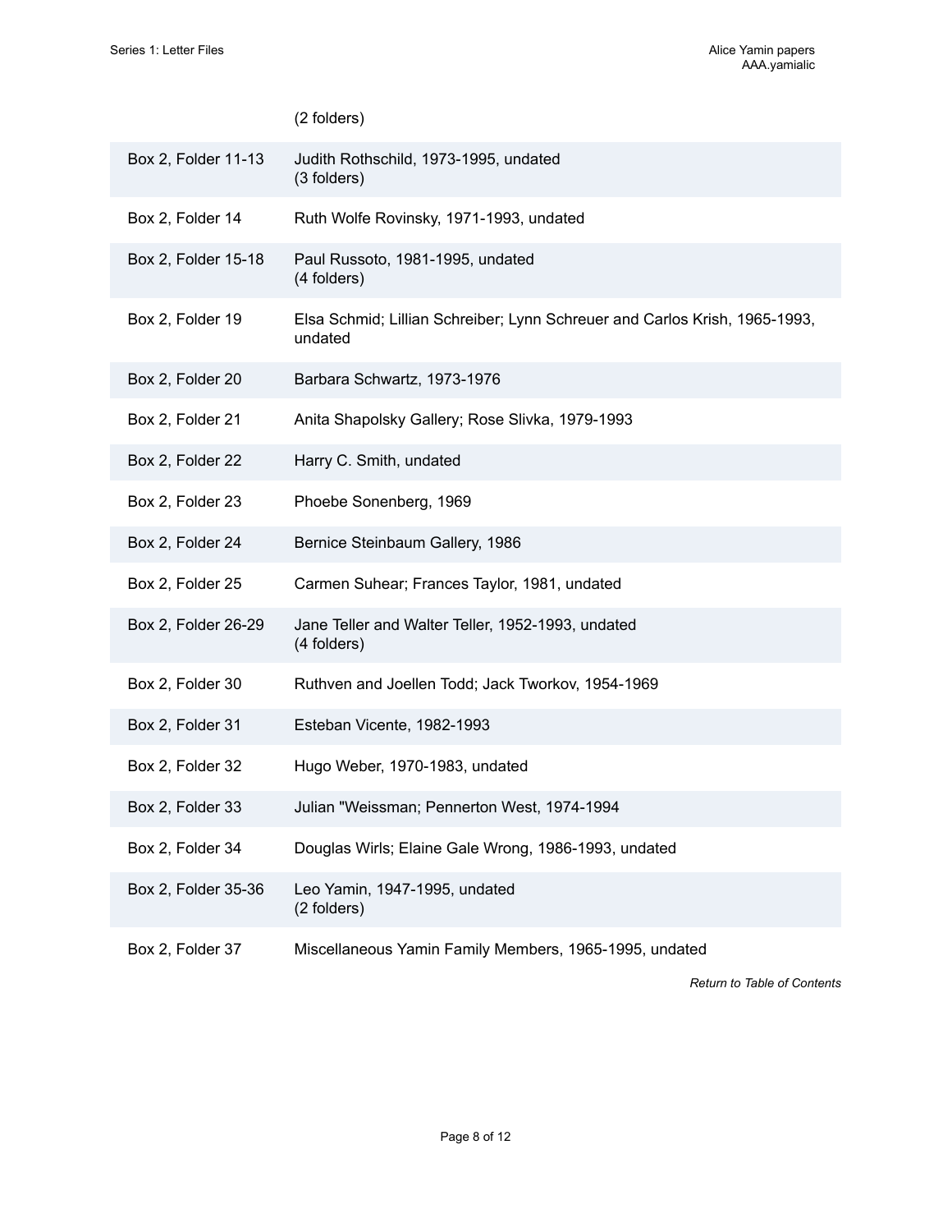| | (2 folders) |
|---|---|
| Box 2, Folder 11-13 | Judith Rothschild, 1973-1995, undated<br>(3 folders) |
| Box 2, Folder 14 | Ruth Wolfe Rovinsky, 1971-1993, undated |
| Box 2, Folder 15-18 | Paul Russoto, 1981-1995, undated<br>(4 folders) |
| Box 2, Folder 19 | Elsa Schmid; Lillian Schreiber; Lynn Schreuer and Carlos Krish, 1965-1993, undated |
| Box 2, Folder 20 | Barbara Schwartz, 1973-1976 |
| Box 2, Folder 21 | Anita Shapolsky Gallery; Rose Slivka, 1979-1993 |
| Box 2, Folder 22 | Harry C. Smith, undated |
| Box 2, Folder 23 | Phoebe Sonenberg, 1969 |
| Box 2, Folder 24 | Bernice Steinbaum Gallery, 1986 |
| Box 2, Folder 25 | Carmen Suhear; Frances Taylor, 1981, undated |
| Box 2, Folder 26-29 | Jane Teller and Walter Teller, 1952-1993, undated<br>(4 folders) |
| Box 2, Folder 30 | Ruthven and Joellen Todd; Jack Tworkov, 1954-1969 |
| Box 2, Folder 31 | Esteban Vicente, 1982-1993 |
| Box 2, Folder 32 | Hugo Weber, 1970-1983, undated |
| Box 2, Folder 33 | Julian "Weissman; Pennerton West, 1974-1994 |
| Box 2, Folder 34 | Douglas Wirls; Elaine Gale Wrong, 1986-1993, undated |
| Box 2, Folder 35-36 | Leo Yamin, 1947-1995, undated<br>(2 folders) |
| Box 2, Folder 37 | Miscellaneous Yamin Family Members, 1965-1995, undated |

*Return to Table of Contents*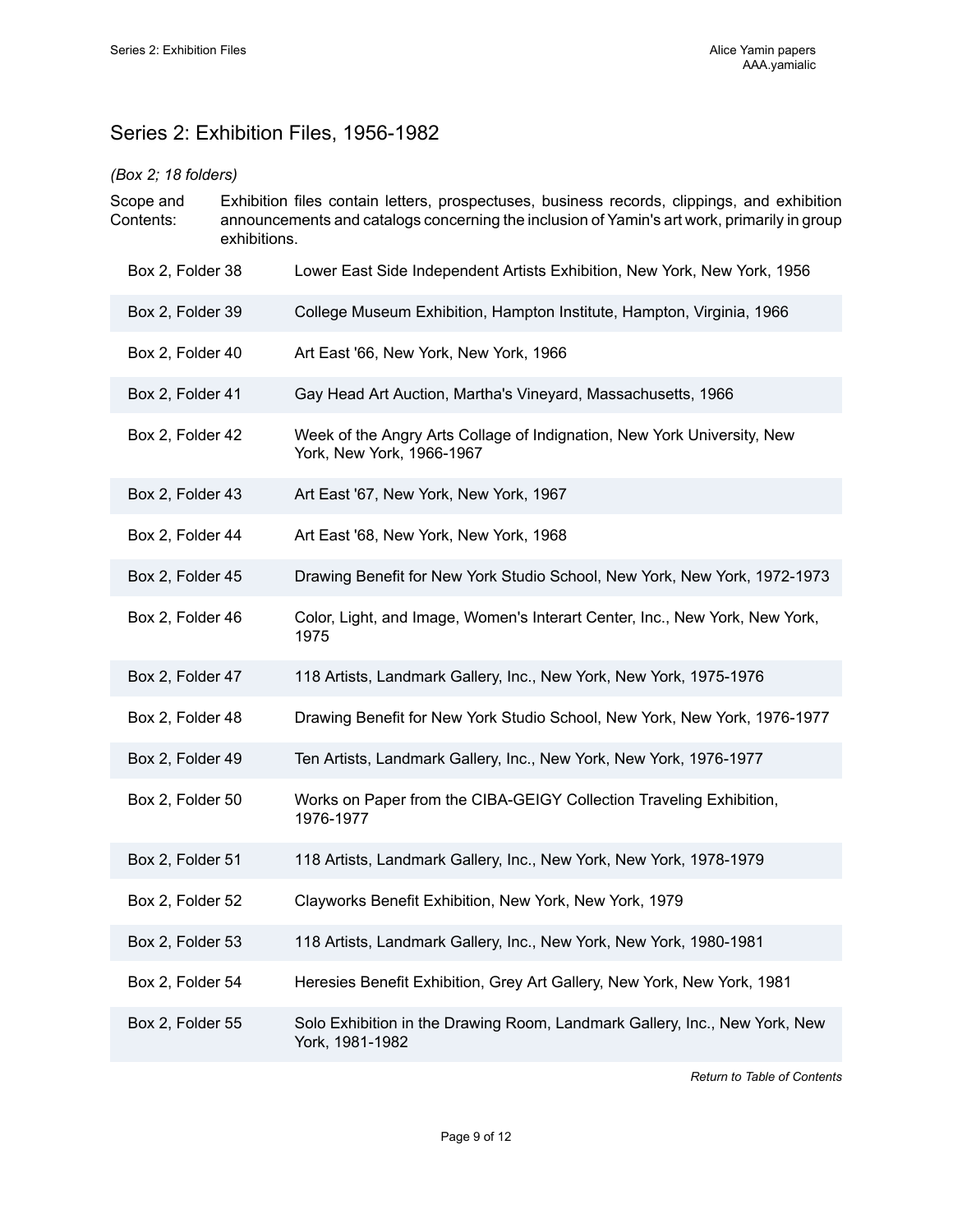## Series 2: Exhibition Files, 1956-1982

*(Box 2; 18 folders)*

Scope and Contents: Exhibition files contain letters, prospectuses, business records, clippings, and exhibition announcements and catalogs concerning the inclusion of Yamin's art work, primarily in group exhibitions.

| | |
|---|---|
| Box 2, Folder 38 | Lower East Side Independent Artists Exhibition, New York, New York, 1956 |
| Box 2, Folder 39 | College Museum Exhibition, Hampton Institute, Hampton, Virginia, 1966 |
| Box 2, Folder 40 | Art East '66, New York, New York, 1966 |
| Box 2, Folder 41 | Gay Head Art Auction, Martha's Vineyard, Massachusetts, 1966 |
| Box 2, Folder 42 | Week of the Angry Arts Collage of Indignation, New York University, New York, New York, 1966-1967 |
| Box 2, Folder 43 | Art East '67, New York, New York, 1967 |
| Box 2, Folder 44 | Art East '68, New York, New York, 1968 |
| Box 2, Folder 45 | Drawing Benefit for New York Studio School, New York, New York, 1972-1973 |
| Box 2, Folder 46 | Color, Light, and Image, Women's Interart Center, Inc., New York, New York, 1975 |
| Box 2, Folder 47 | 118 Artists, Landmark Gallery, Inc., New York, New York, 1975-1976 |
| Box 2, Folder 48 | Drawing Benefit for New York Studio School, New York, New York, 1976-1977 |
| Box 2, Folder 49 | Ten Artists, Landmark Gallery, Inc., New York, New York, 1976-1977 |
| Box 2, Folder 50 | Works on Paper from the CIBA-GEIGY Collection Traveling Exhibition, 1976-1977 |
| Box 2, Folder 51 | 118 Artists, Landmark Gallery, Inc., New York, New York, 1978-1979 |
| Box 2, Folder 52 | Clayworks Benefit Exhibition, New York, New York, 1979 |
| Box 2, Folder 53 | 118 Artists, Landmark Gallery, Inc., New York, New York, 1980-1981 |
| Box 2, Folder 54 | Heresies Benefit Exhibition, Grey Art Gallery, New York, New York, 1981 |
| Box 2, Folder 55 | Solo Exhibition in the Drawing Room, Landmark Gallery, Inc., New York, New York, 1981-1982 |

*Return to Table of Contents*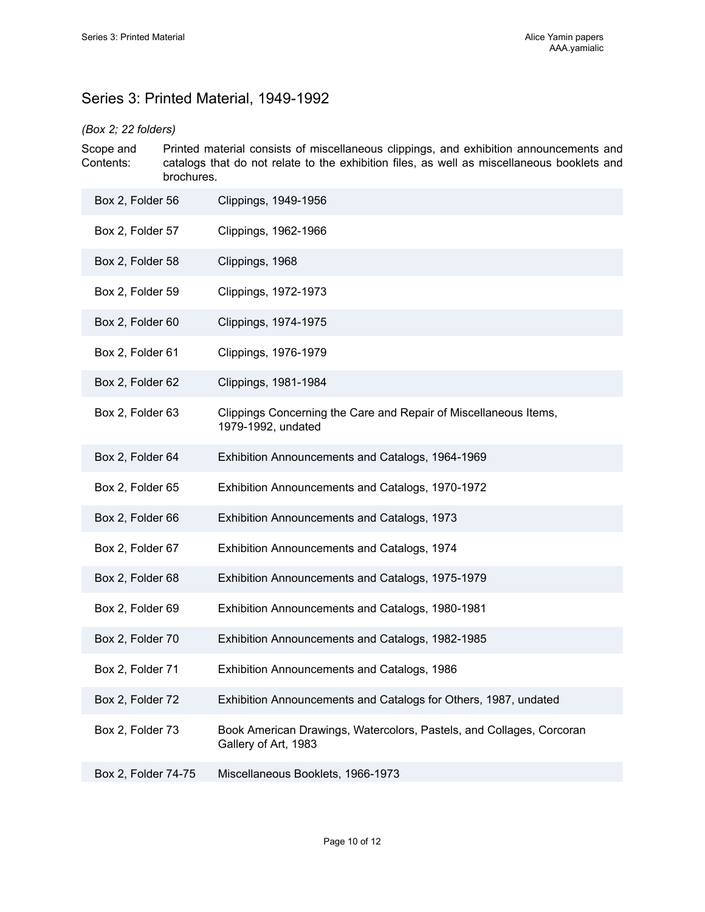## Series 3: Printed Material, 1949-1992

*(Box 2; 22 folders)*

Scope and Contents: Printed material consists of miscellaneous clippings, and exhibition announcements and catalogs that do not relate to the exhibition files, as well as miscellaneous booklets and brochures.

| | |
|---|---|
| Box 2, Folder 56 | Clippings, 1949-1956 |
| Box 2, Folder 57 | Clippings, 1962-1966 |
| Box 2, Folder 58 | Clippings, 1968 |
| Box 2, Folder 59 | Clippings, 1972-1973 |
| Box 2, Folder 60 | Clippings, 1974-1975 |
| Box 2, Folder 61 | Clippings, 1976-1979 |
| Box 2, Folder 62 | Clippings, 1981-1984 |
| Box 2, Folder 63 | Clippings Concerning the Care and Repair of Miscellaneous Items, 1979-1992, undated |
| Box 2, Folder 64 | Exhibition Announcements and Catalogs, 1964-1969 |
| Box 2, Folder 65 | Exhibition Announcements and Catalogs, 1970-1972 |
| Box 2, Folder 66 | Exhibition Announcements and Catalogs, 1973 |
| Box 2, Folder 67 | Exhibition Announcements and Catalogs, 1974 |
| Box 2, Folder 68 | Exhibition Announcements and Catalogs, 1975-1979 |
| Box 2, Folder 69 | Exhibition Announcements and Catalogs, 1980-1981 |
| Box 2, Folder 70 | Exhibition Announcements and Catalogs, 1982-1985 |
| Box 2, Folder 71 | Exhibition Announcements and Catalogs, 1986 |
| Box 2, Folder 72 | Exhibition Announcements and Catalogs for Others, 1987, undated |
| Box 2, Folder 73 | Book American Drawings, Watercolors, Pastels, and Collages, Corcoran Gallery of Art, 1983 |
| Box 2, Folder 74-75 | Miscellaneous Booklets, 1966-1973 |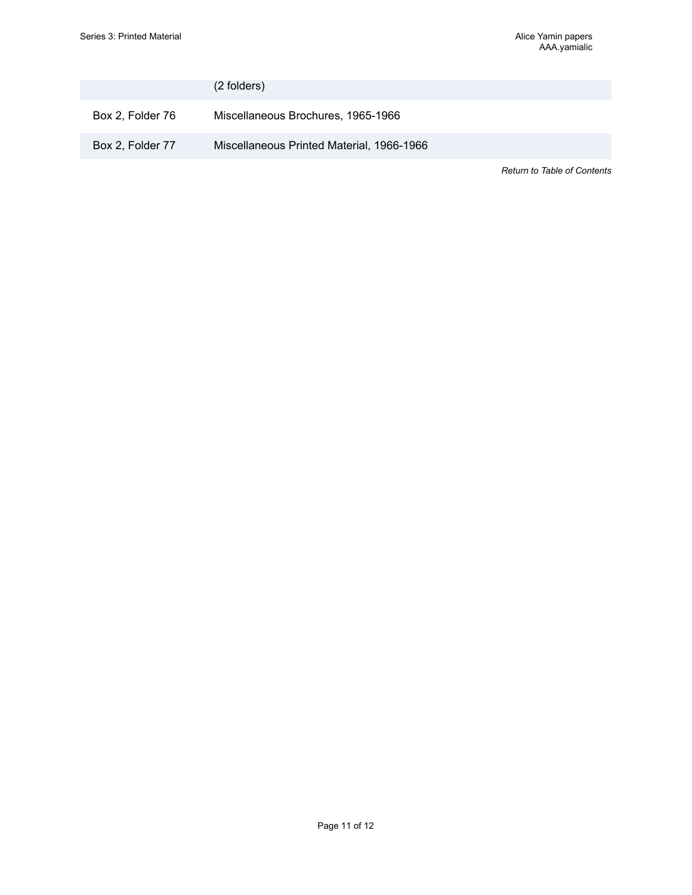| | |
|---|---|
| | (2 folders) |
| Box 2, Folder 76 | Miscellaneous Brochures, 1965-1966 |
| Box 2, Folder 77 | Miscellaneous Printed Material, 1966-1966 |

*Return to Table of Contents*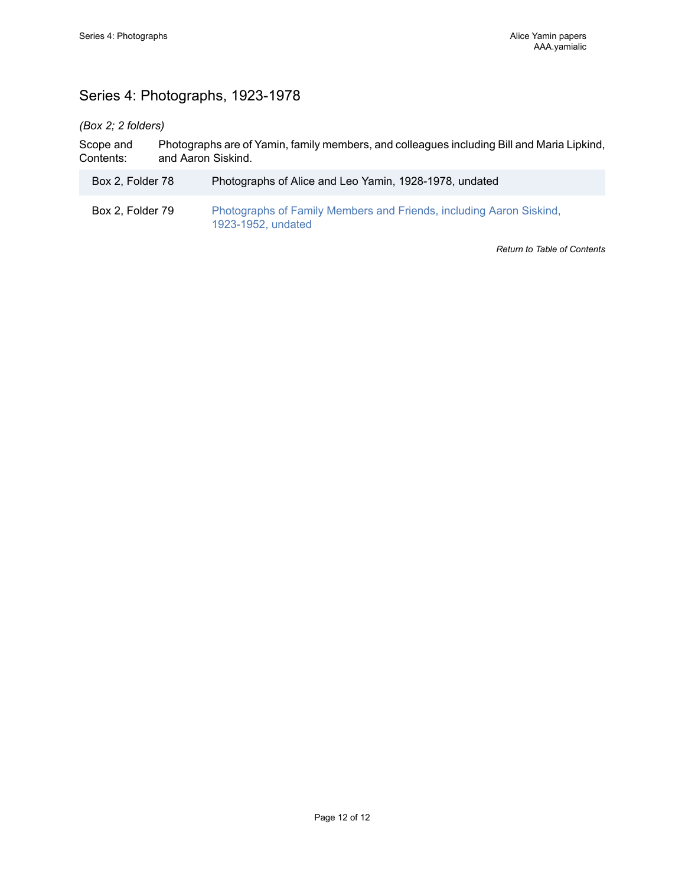## Series 4: Photographs, 1923-1978

*(Box 2; 2 folders)*

Scope and Contents: Photographs are of Yamin, family members, and colleagues including Bill and Maria Lipkind, and Aaron Siskind.

| | |
|---|---|
| Box 2, Folder 78 | Photographs of Alice and Leo Yamin, 1928-1978, undated |
| Box 2, Folder 79 | Photographs of Family Members and Friends, including Aaron Siskind, 1923-1952, undated |

*Return to Table of Contents*